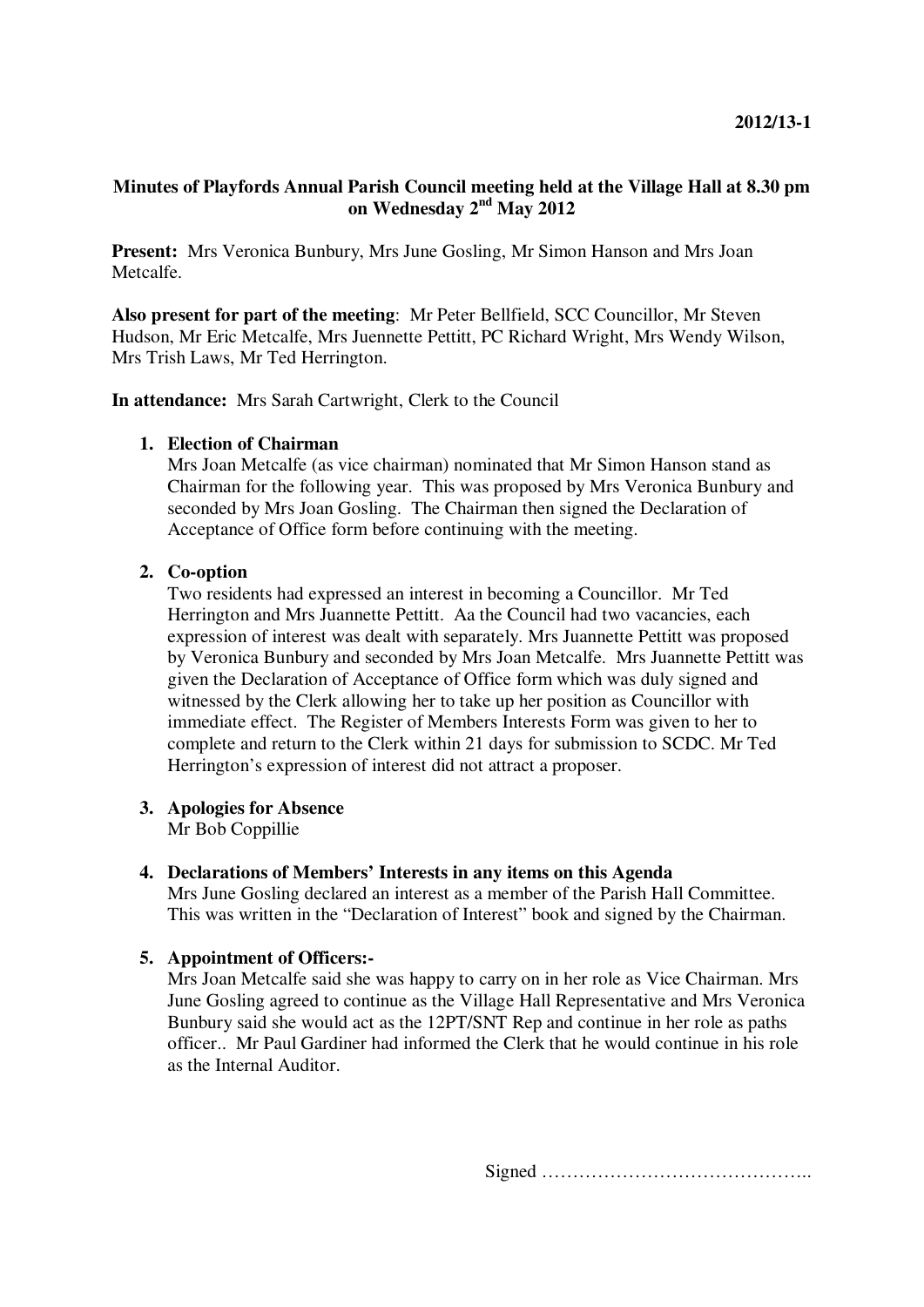2012/13-1

**Minutes of Playfords Annual Parish Council meeting held at the Village Hall at 8.30 pm on Wednesday 2nd May 2012**

**Present:** Mrs Veronica Bunbury, Mrs June Gosling, Mr Simon Hanson and Mrs Joan Metcalfe.

**Also present for part of the meeting**: Mr Peter Bellfield, SCC Councillor, Mr Steven Hudson, Mr Eric Metcalfe, Mrs Juennette Pettitt, PC Richard Wright, Mrs Wendy Wilson, Mrs Trish Laws, Mr Ted Herrington.

**In attendance:** Mrs Sarah Cartwright, Clerk to the Council

1. **Election of Chairman**
   Mrs Joan Metcalfe (as vice chairman) nominated that Mr Simon Hanson stand as Chairman for the following year. This was proposed by Mrs Veronica Bunbury and seconded by Mrs Joan Gosling. The Chairman then signed the Declaration of Acceptance of Office form before continuing with the meeting.

2. **Co-option**
   Two residents had expressed an interest in becoming a Councillor. Mr Ted Herrington and Mrs Juannette Pettitt. Aa the Council had two vacancies, each expression of interest was dealt with separately. Mrs Juannette Pettitt was proposed by Veronica Bunbury and seconded by Mrs Joan Metcalfe. Mrs Juannette Pettitt was given the Declaration of Acceptance of Office form which was duly signed and witnessed by the Clerk allowing her to take up her position as Councillor with immediate effect. The Register of Members Interests Form was given to her to complete and return to the Clerk within 21 days for submission to SCDC. Mr Ted Herrington's expression of interest did not attract a proposer.

3. **Apologies for Absence**
   Mr Bob Coppillie

4. **Declarations of Members' Interests in any items on this Agenda**
   Mrs June Gosling declared an interest as a member of the Parish Hall Committee. This was written in the "Declaration of Interest" book and signed by the Chairman.

5. **Appointment of Officers:-**
   Mrs Joan Metcalfe said she was happy to carry on in her role as Vice Chairman. Mrs June Gosling agreed to continue as the Village Hall Representative and Mrs Veronica Bunbury said she would act as the 12PT/SNT Rep and continue in her role as paths officer.. Mr Paul Gardiner had informed the Clerk that he would continue in his role as the Internal Auditor.

Signed ……………………………………..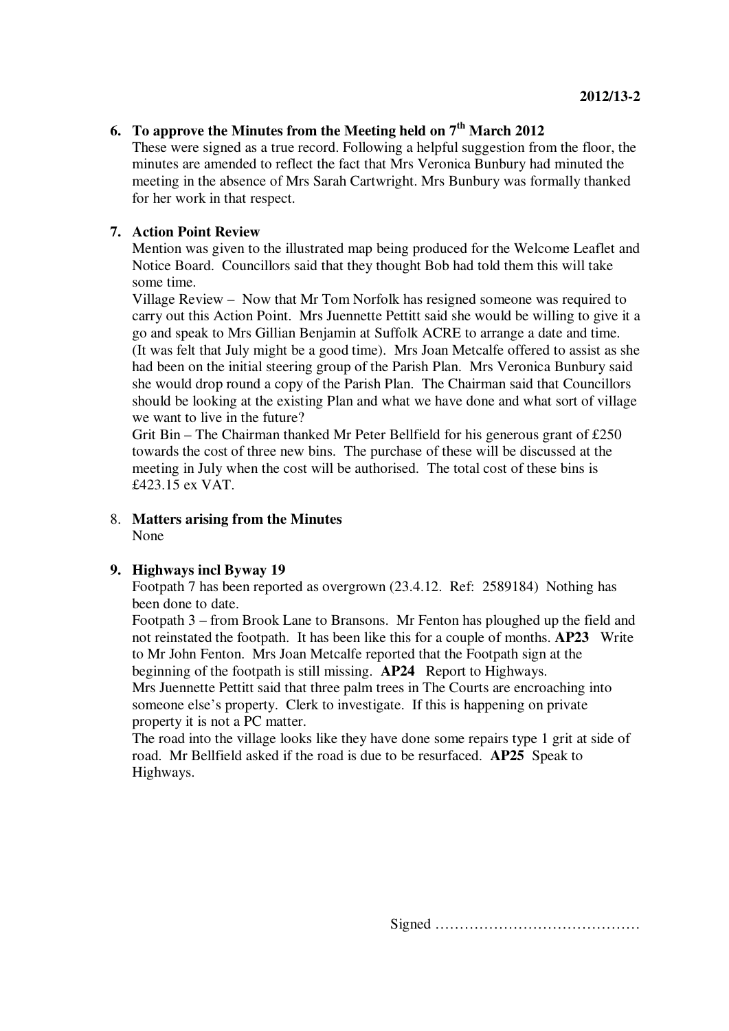2012/13-2

**6. To approve the Minutes from the Meeting held on 7th March 2012**

These were signed as a true record. Following a helpful suggestion from the floor, the minutes are amended to reflect the fact that Mrs Veronica Bunbury had minuted the meeting in the absence of Mrs Sarah Cartwright. Mrs Bunbury was formally thanked for her work in that respect.

**7. Action Point Review**

Mention was given to the illustrated map being produced for the Welcome Leaflet and Notice Board. Councillors said that they thought Bob had told them this will take some time.

Village Review – Now that Mr Tom Norfolk has resigned someone was required to carry out this Action Point. Mrs Juennette Pettitt said she would be willing to give it a go and speak to Mrs Gillian Benjamin at Suffolk ACRE to arrange a date and time. (It was felt that July might be a good time). Mrs Joan Metcalfe offered to assist as she had been on the initial steering group of the Parish Plan. Mrs Veronica Bunbury said she would drop round a copy of the Parish Plan. The Chairman said that Councillors should be looking at the existing Plan and what we have done and what sort of village we want to live in the future?

Grit Bin – The Chairman thanked Mr Peter Bellfield for his generous grant of £250 towards the cost of three new bins. The purchase of these will be discussed at the meeting in July when the cost will be authorised. The total cost of these bins is £423.15 ex VAT.

8. **Matters arising from the Minutes**

None

**9. Highways incl Byway 19**

Footpath 7 has been reported as overgrown (23.4.12. Ref: 2589184) Nothing has been done to date.

Footpath 3 – from Brook Lane to Bransons. Mr Fenton has ploughed up the field and not reinstated the footpath. It has been like this for a couple of months. **AP23** Write to Mr John Fenton. Mrs Joan Metcalfe reported that the Footpath sign at the beginning of the footpath is still missing. **AP24** Report to Highways.

Mrs Juennette Pettitt said that three palm trees in The Courts are encroaching into someone else's property. Clerk to investigate. If this is happening on private property it is not a PC matter.

The road into the village looks like they have done some repairs type 1 grit at side of road. Mr Bellfield asked if the road is due to be resurfaced. **AP25** Speak to Highways.

Signed ……………………………………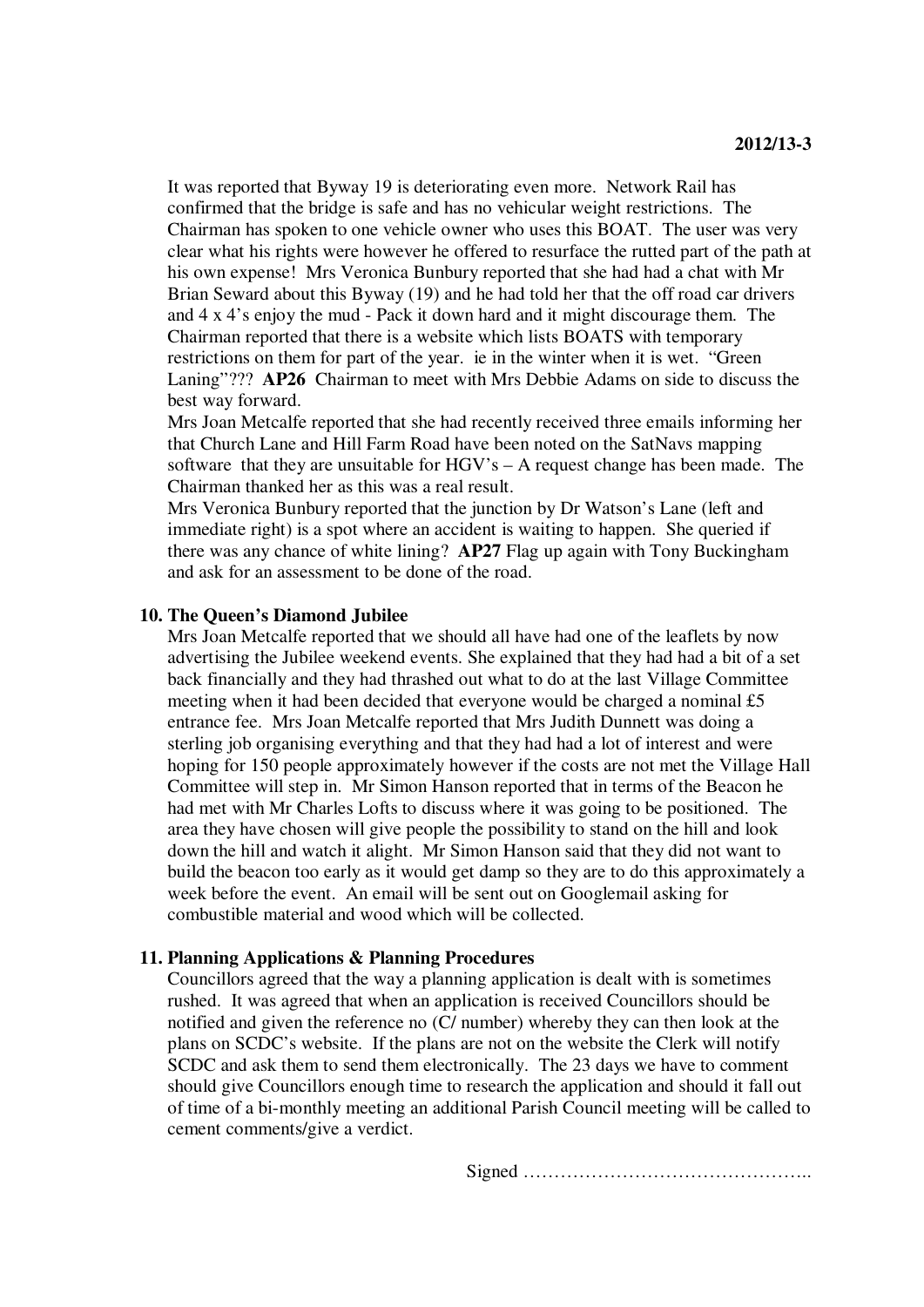It was reported that Byway 19 is deteriorating even more. Network Rail has confirmed that the bridge is safe and has no vehicular weight restrictions. The Chairman has spoken to one vehicle owner who uses this BOAT. The user was very clear what his rights were however he offered to resurface the rutted part of the path at his own expense! Mrs Veronica Bunbury reported that she had had a chat with Mr Brian Seward about this Byway (19) and he had told her that the off road car drivers and 4 x 4's enjoy the mud - Pack it down hard and it might discourage them. The Chairman reported that there is a website which lists BOATS with temporary restrictions on them for part of the year. ie in the winter when it is wet. "Green Laning"??? **AP26** Chairman to meet with Mrs Debbie Adams on side to discuss the best way forward.

Mrs Joan Metcalfe reported that she had recently received three emails informing her that Church Lane and Hill Farm Road have been noted on the SatNavs mapping software that they are unsuitable for HGV's – A request change has been made. The Chairman thanked her as this was a real result.

Mrs Veronica Bunbury reported that the junction by Dr Watson's Lane (left and immediate right) is a spot where an accident is waiting to happen. She queried if there was any chance of white lining? **AP27** Flag up again with Tony Buckingham and ask for an assessment to be done of the road.

## 10. The Queen's Diamond Jubilee

Mrs Joan Metcalfe reported that we should all have had one of the leaflets by now advertising the Jubilee weekend events. She explained that they had had a bit of a set back financially and they had thrashed out what to do at the last Village Committee meeting when it had been decided that everyone would be charged a nominal £5 entrance fee. Mrs Joan Metcalfe reported that Mrs Judith Dunnett was doing a sterling job organising everything and that they had had a lot of interest and were hoping for 150 people approximately however if the costs are not met the Village Hall Committee will step in. Mr Simon Hanson reported that in terms of the Beacon he had met with Mr Charles Lofts to discuss where it was going to be positioned. The area they have chosen will give people the possibility to stand on the hill and look down the hill and watch it alight. Mr Simon Hanson said that they did not want to build the beacon too early as it would get damp so they are to do this approximately a week before the event. An email will be sent out on Googlemail asking for combustible material and wood which will be collected.

## 11. Planning Applications & Planning Procedures

Councillors agreed that the way a planning application is dealt with is sometimes rushed. It was agreed that when an application is received Councillors should be notified and given the reference no (C/ number) whereby they can then look at the plans on SCDC's website. If the plans are not on the website the Clerk will notify SCDC and ask them to send them electronically. The 23 days we have to comment should give Councillors enough time to research the application and should it fall out of time of a bi-monthly meeting an additional Parish Council meeting will be called to cement comments/give a verdict.

Signed ………………………………………..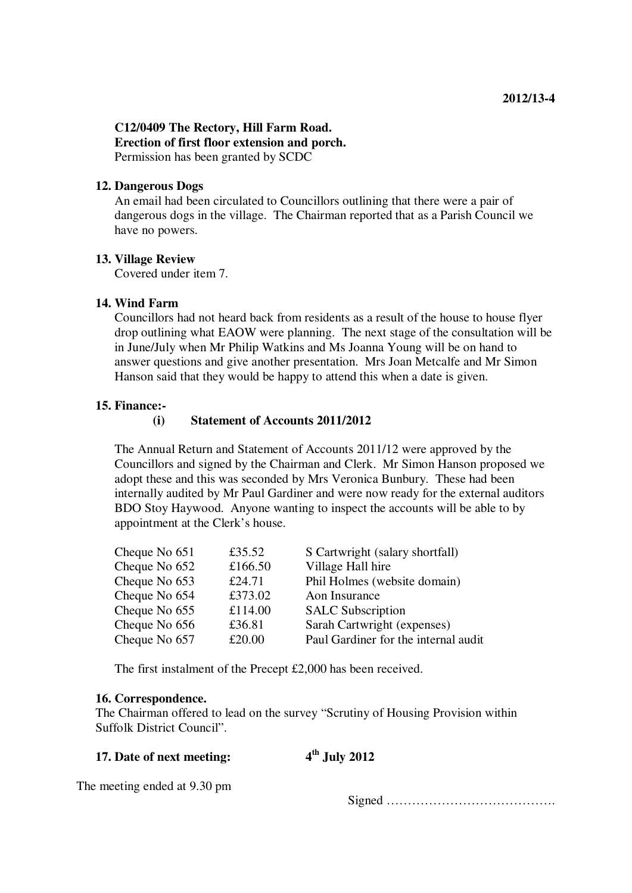**C12/0409 The Rectory, Hill Farm Road.**
**Erection of first floor extension and porch.**
Permission has been granted by SCDC

**12. Dangerous Dogs**

An email had been circulated to Councillors outlining that there were a pair of dangerous dogs in the village. The Chairman reported that as a Parish Council we have no powers.

**13. Village Review**

Covered under item 7.

**14. Wind Farm**

Councillors had not heard back from residents as a result of the house to house flyer drop outlining what EAOW were planning. The next stage of the consultation will be in June/July when Mr Philip Watkins and Ms Joanna Young will be on hand to answer questions and give another presentation. Mrs Joan Metcalfe and Mr Simon Hanson said that they would be happy to attend this when a date is given.

**15. Finance:-**

**(i) Statement of Accounts 2011/2012**

The Annual Return and Statement of Accounts 2011/12 were approved by the Councillors and signed by the Chairman and Clerk. Mr Simon Hanson proposed we adopt these and this was seconded by Mrs Veronica Bunbury. These had been internally audited by Mr Paul Gardiner and were now ready for the external auditors BDO Stoy Haywood. Anyone wanting to inspect the accounts will be able to by appointment at the Clerk's house.

| | | |
|---|---|---|
| Cheque No 651 | £35.52 | S Cartwright (salary shortfall) |
| Cheque No 652 | £166.50 | Village Hall hire |
| Cheque No 653 | £24.71 | Phil Holmes (website domain) |
| Cheque No 654 | £373.02 | Aon Insurance |
| Cheque No 655 | £114.00 | SALC Subscription |
| Cheque No 656 | £36.81 | Sarah Cartwright (expenses) |
| Cheque No 657 | £20.00 | Paul Gardiner for the internal audit |

The first instalment of the Precept £2,000 has been received.

**16. Correspondence.**

The Chairman offered to lead on the survey "Scrutiny of Housing Provision within Suffolk District Council".

**17. Date of next meeting: 4th July 2012**

The meeting ended at 9.30 pm

Signed ………………………………….